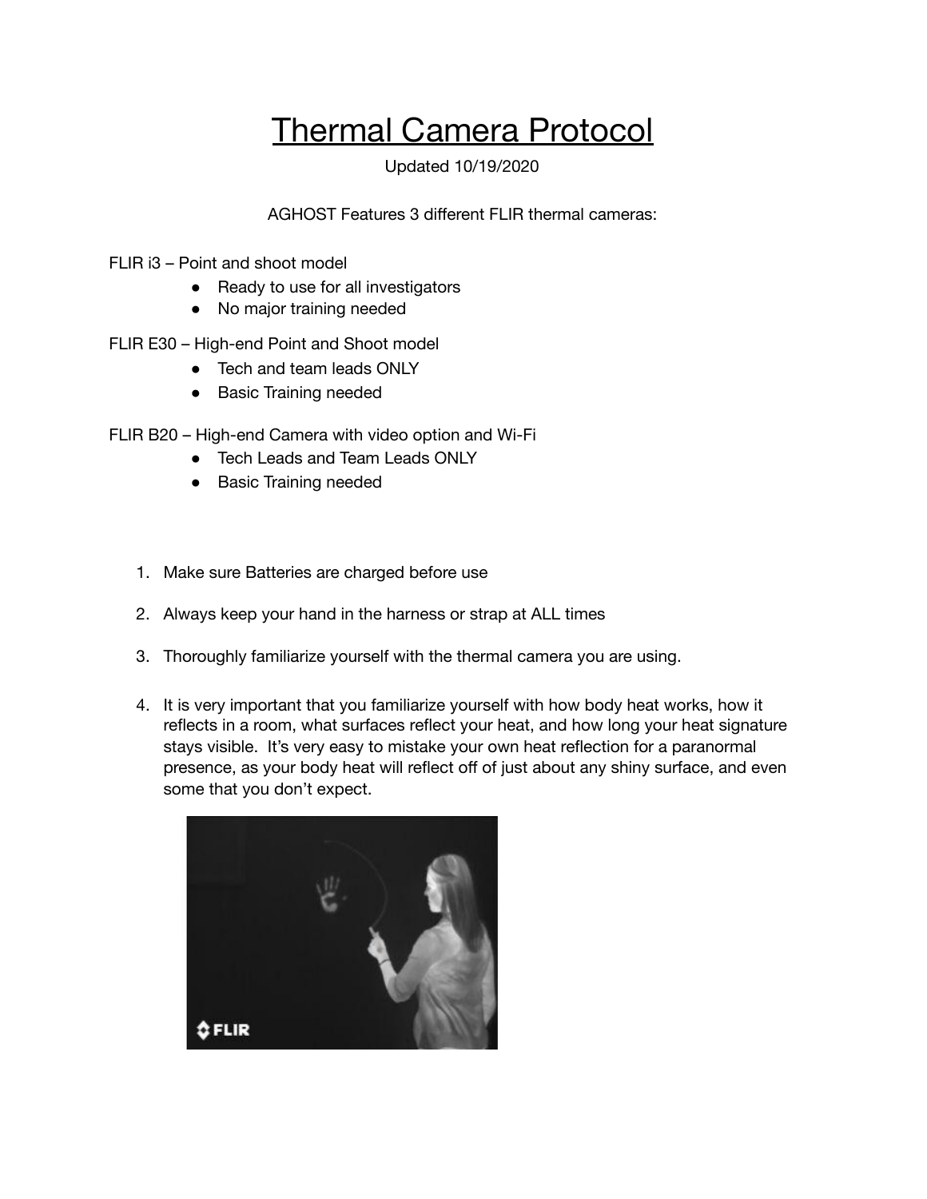# Thermal Camera Protocol

Updated 10/19/2020

AGHOST Features 3 different FLIR thermal cameras:

FLIR i3 – Point and shoot model

- Ready to use for all investigators
- No major training needed

FLIR E30 – High-end Point and Shoot model

- Tech and team leads ONLY
- Basic Training needed

FLIR B20 – High-end Camera with video option and Wi-Fi

- Tech Leads and Team Leads ONLY
- Basic Training needed

1. Make sure Batteries are charged before use
2. Always keep your hand in the harness or strap at ALL times
3. Thoroughly familiarize yourself with the thermal camera you are using.
4. It is very important that you familiarize yourself with how body heat works, how it reflects in a room, what surfaces reflect your heat, and how long your heat signature stays visible. It's very easy to mistake your own heat reflection for a paranormal presence, as your body heat will reflect off of just about any shiny surface, and even some that you don't expect.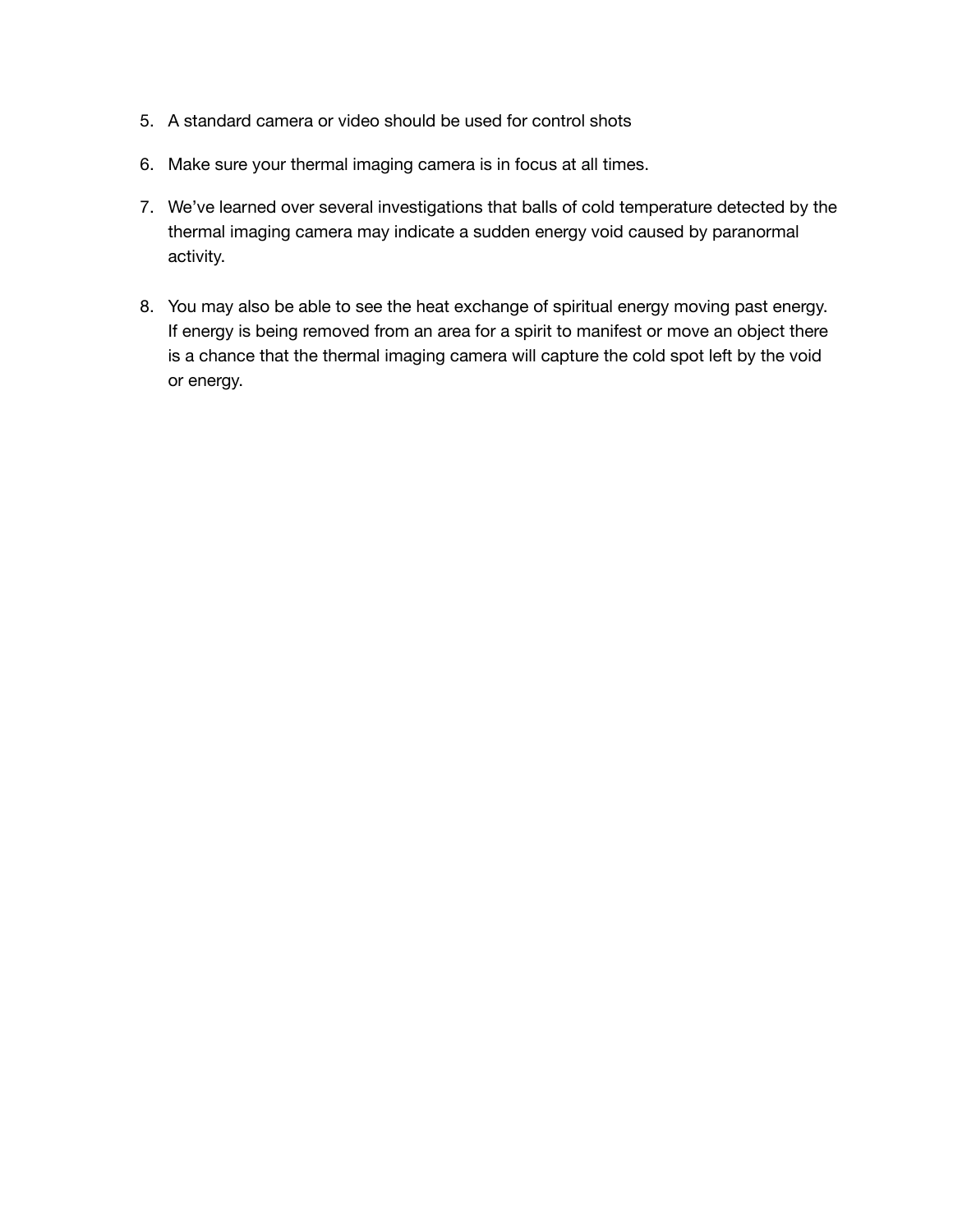5. A standard camera or video should be used for control shots

6. Make sure your thermal imaging camera is in focus at all times.

7. We've learned over several investigations that balls of cold temperature detected by the thermal imaging camera may indicate a sudden energy void caused by paranormal activity.

8. You may also be able to see the heat exchange of spiritual energy moving past energy. If energy is being removed from an area for a spirit to manifest or move an object there is a chance that the thermal imaging camera will capture the cold spot left by the void or energy.